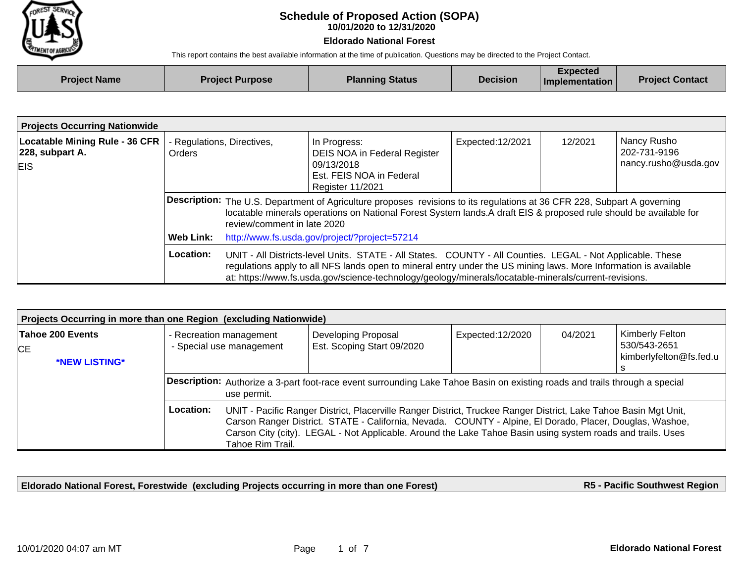# Schedule of Proposed Action (SOPA)

**10/01/2020 to 12/31/2020**

**Eldorado National Forest**

This report contains the best available information at the time of publication. Questions may be directed to the Project Contact.

| Project Name | Project Purpose | Planning Status | Decision | Expected Implementation | Project Contact |
|---|---|---|---|---|---|

## Projects Occurring Nationwide

| Project Name | Project Purpose | Planning Status | Decision | Expected Implementation | Project Contact |
|---|---|---|---|---|---|
| **Locatable Mining Rule - 36 CFR 228, subpart A.**<br>EIS | - Regulations, Directives, Orders | In Progress:<br>DEIS NOA in Federal Register 09/13/2018<br>Est. FEIS NOA in Federal Register 11/2021 | Expected:12/2021 | 12/2021 | Nancy Rusho<br>202-731-9196<br>nancy.rusho@usda.gov |

**Description:** The U.S. Department of Agriculture proposes revisions to its regulations at 36 CFR 228, Subpart A governing locatable minerals operations on National Forest System lands.A draft EIS & proposed rule should be available for review/comment in late 2020

**Web Link:** http://www.fs.usda.gov/project/?project=57214

**Location:** UNIT - All Districts-level Units. STATE - All States. COUNTY - All Counties. LEGAL - Not Applicable. These regulations apply to all NFS lands open to mineral entry under the US mining laws. More Information is available at: https://www.fs.usda.gov/science-technology/geology/minerals/locatable-minerals/current-revisions.

## Projects Occurring in more than one Region (excluding Nationwide)

| Project Name | Project Purpose | Planning Status | Decision | Expected Implementation | Project Contact |
|---|---|---|---|---|---|
| **Tahoe 200 Events**<br>CE<br>***NEW LISTING*** | - Recreation management<br>- Special use management | Developing Proposal<br>Est. Scoping Start 09/2020 | Expected:12/2020 | 04/2021 | Kimberly Felton<br>530/543-2651<br>kimberlyfelton@fs.fed.us |

**Description:** Authorize a 3-part foot-race event surrounding Lake Tahoe Basin on existing roads and trails through a special use permit.

**Location:** UNIT - Pacific Ranger District, Placerville Ranger District, Truckee Ranger District, Lake Tahoe Basin Mgt Unit, Carson Ranger District. STATE - California, Nevada. COUNTY - Alpine, El Dorado, Placer, Douglas, Washoe, Carson City (city). LEGAL - Not Applicable. Around the Lake Tahoe Basin using system roads and trails. Uses Tahoe Rim Trail.

## Eldorado National Forest, Forestwide (excluding Projects occurring in more than one Forest) — R5 - Pacific Southwest Region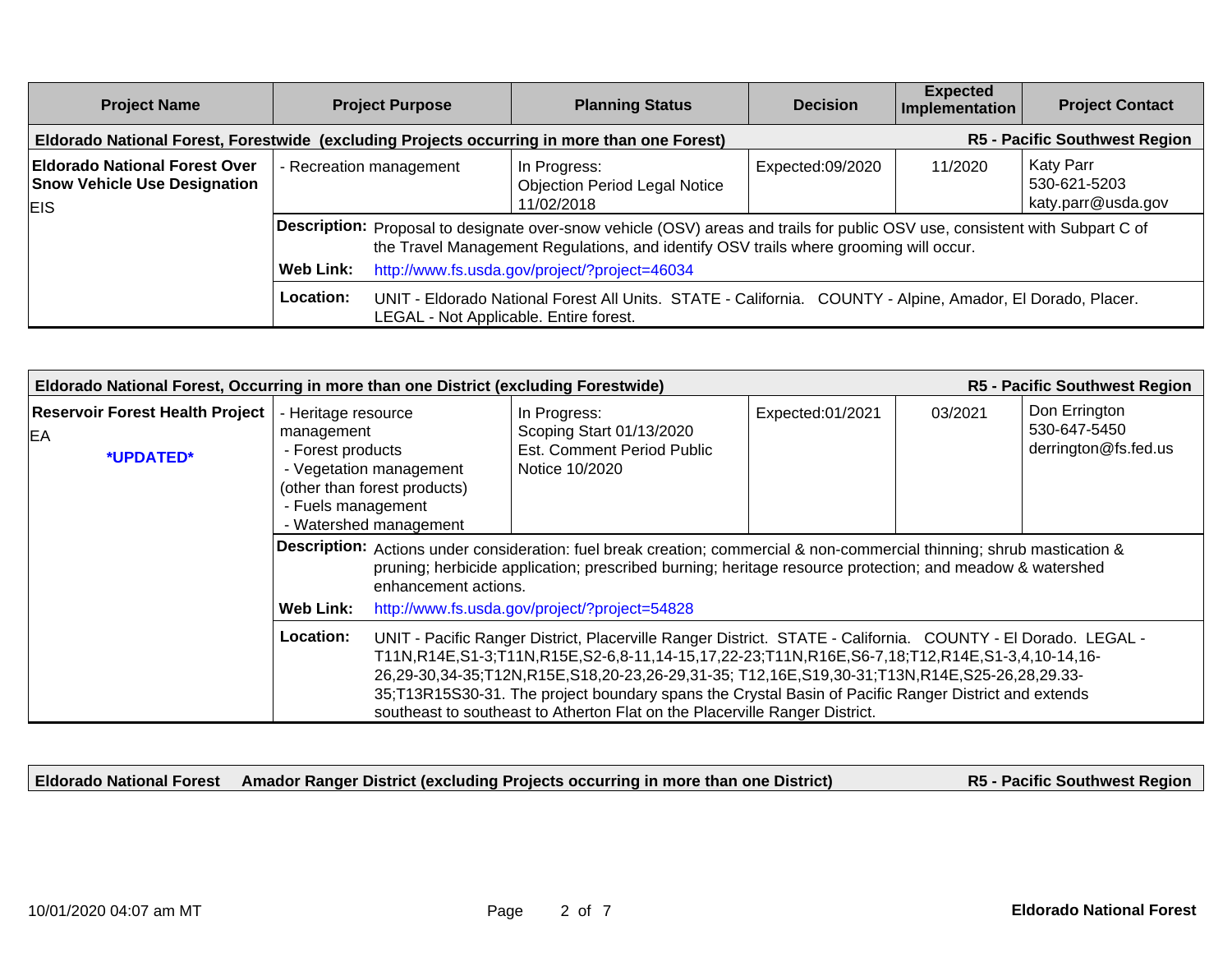| Project Name | Project Purpose | Planning Status | Decision | Expected Implementation | Project Contact |
|---|---|---|---|---|---|
| **Eldorado National Forest, Forestwide (excluding Projects occurring in more than one Forest)** | | | | | **R5 - Pacific Southwest Region** |
| **Eldorado National Forest Over Snow Vehicle Use Designation**<br>EIS | - Recreation management | In Progress:<br>Objection Period Legal Notice 11/02/2018 | Expected:09/2020 | 11/2020 | Katy Parr<br>530-621-5203<br>katy.parr@usda.gov |
| | **Description:** Proposal to designate over-snow vehicle (OSV) areas and trails for public OSV use, consistent with Subpart C of the Travel Management Regulations, and identify OSV trails where grooming will occur. | | | | |
| | **Web Link:** http://www.fs.usda.gov/project/?project=46034 | | | | |
| | **Location:** UNIT - Eldorado National Forest All Units. STATE - California. COUNTY - Alpine, Amador, El Dorado, Placer. LEGAL - Not Applicable. Entire forest. | | | | |

| Project Name | Project Purpose | Planning Status | Decision | Expected Implementation | Project Contact |
|---|---|---|---|---|---|
| **Eldorado National Forest, Occurring in more than one District (excluding Forestwide)** | | | | | **R5 - Pacific Southwest Region** |
| **Reservoir Forest Health Project**<br>EA<br>***UPDATED*** | - Heritage resource management<br>- Forest products<br>- Vegetation management (other than forest products)<br>- Fuels management<br>- Watershed management | In Progress:<br>Scoping Start 01/13/2020<br>Est. Comment Period Public Notice 10/2020 | Expected:01/2021 | 03/2021 | Don Errington<br>530-647-5450<br>derrington@fs.fed.us |
| | **Description:** Actions under consideration: fuel break creation; commercial & non-commercial thinning; shrub mastication & pruning; herbicide application; prescribed burning; heritage resource protection; and meadow & watershed enhancement actions. | | | | |
| | **Web Link:** http://www.fs.usda.gov/project/?project=54828 | | | | |
| | **Location:** UNIT - Pacific Ranger District, Placerville Ranger District. STATE - California. COUNTY - El Dorado. LEGAL - T11N,R14E,S1-3;T11N,R15E,S2-6,8-11,14-15,17,22-23;T11N,R16E,S6-7,18;T12,R14E,S1-3,4,10-14,16-26,29-30,34-35;T12N,R15E,S18,20-23,26-29,31-35; T12,16E,S19,30-31;T13N,R14E,S25-26,28,29.33-35;T13R15S30-31. The project boundary spans the Crystal Basin of Pacific Ranger District and extends southeast to southeast to Atherton Flat on the Placerville Ranger District. | | | | |

| **Eldorado National Forest Amador Ranger District (excluding Projects occurring in more than one District)** | **R5 - Pacific Southwest Region** |
|---|---|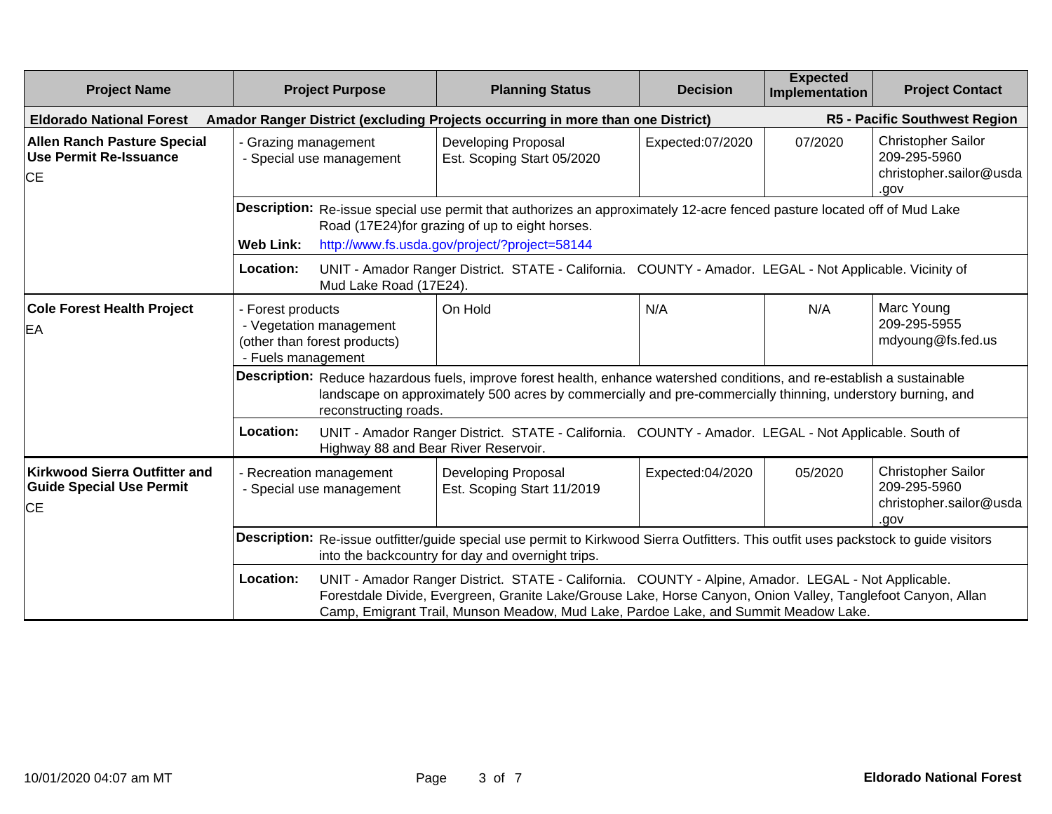| Project Name | Project Purpose | Planning Status | Decision | Expected Implementation | Project Contact |
|---|---|---|---|---|---|
| **Eldorado National Forest** | **Amador Ranger District (excluding Projects occurring in more than one District)** | | | | **R5 - Pacific Southwest Region** |
| **Allen Ranch Pasture Special Use Permit Re-Issuance**<br>CE | - Grazing management<br>- Special use management | Developing Proposal<br>Est. Scoping Start 05/2020 | Expected:07/2020 | 07/2020 | Christopher Sailor<br>209-295-5960<br>christopher.sailor@usda.gov |
| | **Description:** Re-issue special use permit that authorizes an approximately 12-acre fenced pasture located off of Mud Lake Road (17E24)for grazing of up to eight horses.<br>**Web Link:** http://www.fs.usda.gov/project/?project=58144 | | | | |
| | **Location:** UNIT - Amador Ranger District. STATE - California. COUNTY - Amador. LEGAL - Not Applicable. Vicinity of Mud Lake Road (17E24). | | | | |
| **Cole Forest Health Project**<br>EA | - Forest products<br>- Vegetation management (other than forest products)<br>- Fuels management | On Hold | N/A | N/A | Marc Young<br>209-295-5955<br>mdyoung@fs.fed.us |
| | **Description:** Reduce hazardous fuels, improve forest health, enhance watershed conditions, and re-establish a sustainable landscape on approximately 500 acres by commercially and pre-commercially thinning, understory burning, and reconstructing roads. | | | | |
| | **Location:** UNIT - Amador Ranger District. STATE - California. COUNTY - Amador. LEGAL - Not Applicable. South of Highway 88 and Bear River Reservoir. | | | | |
| **Kirkwood Sierra Outfitter and Guide Special Use Permit**<br>CE | - Recreation management<br>- Special use management | Developing Proposal<br>Est. Scoping Start 11/2019 | Expected:04/2020 | 05/2020 | Christopher Sailor<br>209-295-5960<br>christopher.sailor@usda.gov |
| | **Description:** Re-issue outfitter/guide special use permit to Kirkwood Sierra Outfitters. This outfit uses packstock to guide visitors into the backcountry for day and overnight trips. | | | | |
| | **Location:** UNIT - Amador Ranger District. STATE - California. COUNTY - Alpine, Amador. LEGAL - Not Applicable. Forestdale Divide, Evergreen, Granite Lake/Grouse Lake, Horse Canyon, Onion Valley, Tanglefoot Canyon, Allan Camp, Emigrant Trail, Munson Meadow, Mud Lake, Pardoe Lake, and Summit Meadow Lake. | | | | |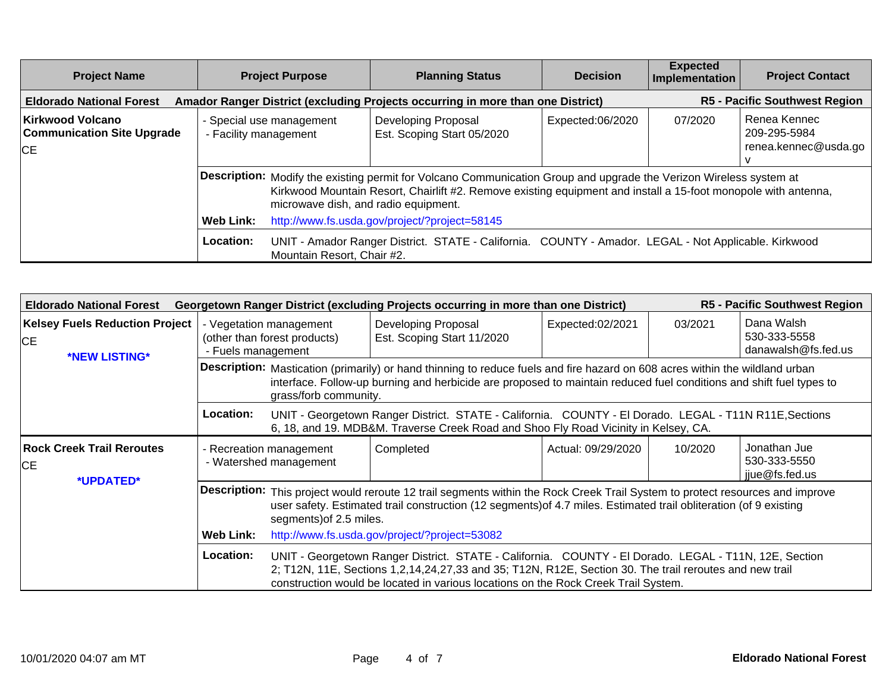| Project Name | Project Purpose | Planning Status | Decision | Expected Implementation | Project Contact |
|---|---|---|---|---|---|
| **Eldorado National Forest** | **Amador Ranger District (excluding Projects occurring in more than one District)** | | | | **R5 - Pacific Southwest Region** |
| **Kirkwood Volcano Communication Site Upgrade** CE | - Special use management<br>- Facility management | Developing Proposal<br>Est. Scoping Start 05/2020 | Expected:06/2020 | 07/2020 | Renea Kennec<br>209-295-5984<br>renea.kennec@usda.gov |
| | **Description:** Modify the existing permit for Volcano Communication Group and upgrade the Verizon Wireless system at Kirkwood Mountain Resort, Chairlift #2. Remove existing equipment and install a 15-foot monopole with antenna, microwave dish, and radio equipment.<br>**Web Link:** http://www.fs.usda.gov/project/?project=58145 | | | | |
| | **Location:** UNIT - Amador Ranger District. STATE - California. COUNTY - Amador. LEGAL - Not Applicable. Kirkwood Mountain Resort, Chair #2. | | | | |

| Project Name | Project Purpose | Planning Status | Decision | Expected Implementation | Project Contact |
|---|---|---|---|---|---|
| **Eldorado National Forest** | **Georgetown Ranger District (excluding Projects occurring in more than one District)** | | | | **R5 - Pacific Southwest Region** |
| **Kelsey Fuels Reduction Project** CE **\*NEW LISTING\*** | - Vegetation management (other than forest products)<br>- Fuels management | Developing Proposal<br>Est. Scoping Start 11/2020 | Expected:02/2021 | 03/2021 | Dana Walsh<br>530-333-5558<br>danawalsh@fs.fed.us |
| | **Description:** Mastication (primarily) or hand thinning to reduce fuels and fire hazard on 608 acres within the wildland urban interface. Follow-up burning and herbicide are proposed to maintain reduced fuel conditions and shift fuel types to grass/forb community. | | | | |
| | **Location:** UNIT - Georgetown Ranger District. STATE - California. COUNTY - El Dorado. LEGAL - T11N R11E,Sections 6, 18, and 19. MDB&M. Traverse Creek Road and Shoo Fly Road Vicinity in Kelsey, CA. | | | | |
| **Rock Creek Trail Reroutes** CE **\*UPDATED\*** | - Recreation management<br>- Watershed management | Completed | Actual: 09/29/2020 | 10/2020 | Jonathan Jue<br>530-333-5550<br>jjue@fs.fed.us |
| | **Description:** This project would reroute 12 trail segments within the Rock Creek Trail System to protect resources and improve user safety. Estimated trail construction (12 segments)of 4.7 miles. Estimated trail obliteration (of 9 existing segments)of 2.5 miles.<br>**Web Link:** http://www.fs.usda.gov/project/?project=53082 | | | | |
| | **Location:** UNIT - Georgetown Ranger District. STATE - California. COUNTY - El Dorado. LEGAL - T11N, 12E, Section 2; T12N, 11E, Sections 1,2,14,24,27,33 and 35; T12N, R12E, Section 30. The trail reroutes and new trail construction would be located in various locations on the Rock Creek Trail System. | | | | |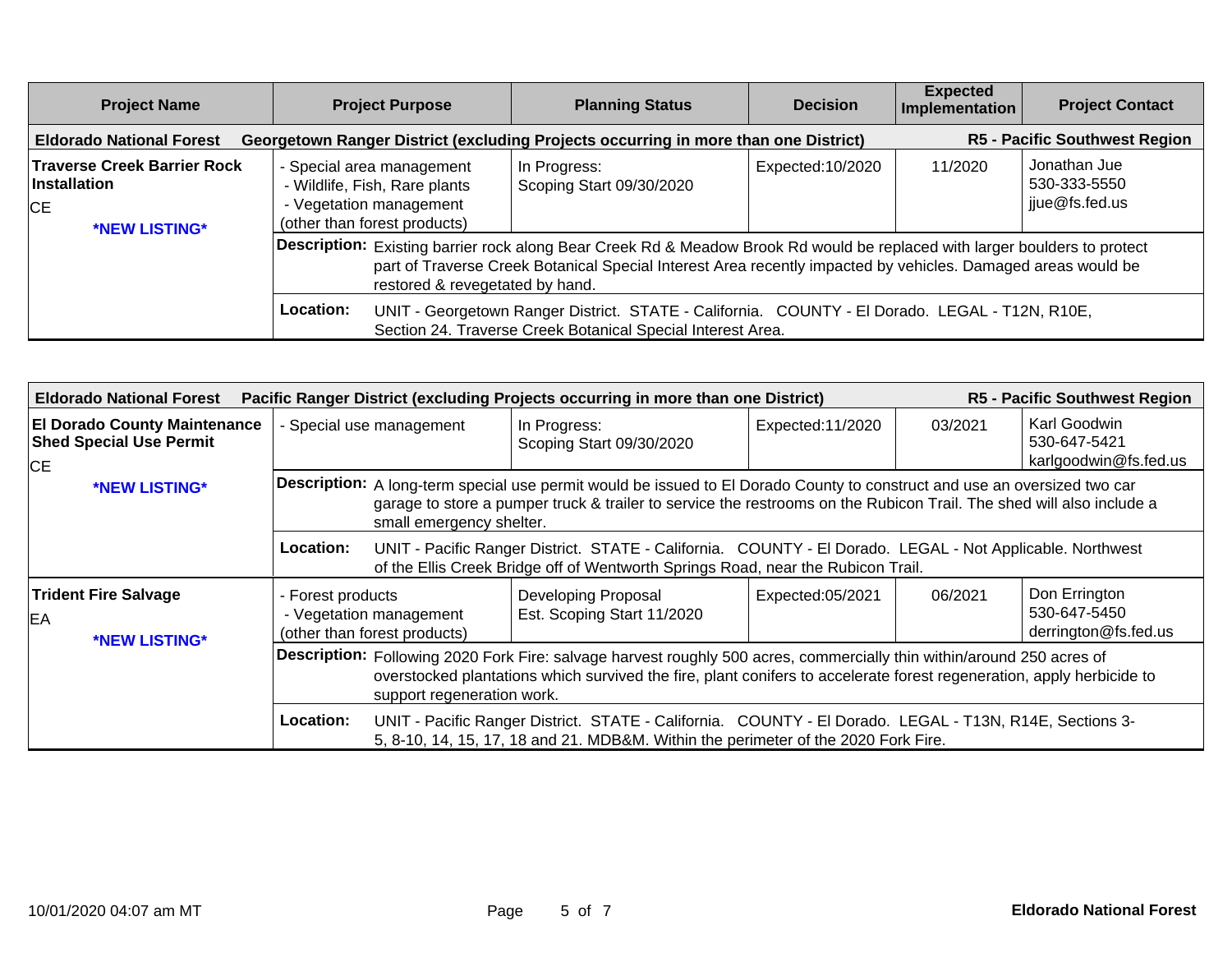| Project Name | Project Purpose | Planning Status | Decision | Expected Implementation | Project Contact |
|---|---|---|---|---|---|
| **Eldorado National Forest** | **Georgetown Ranger District (excluding Projects occurring in more than one District)** | | | | **R5 - Pacific Southwest Region** |
| **Traverse Creek Barrier Rock Installation**<br>CE<br>**\*NEW LISTING\*** | - Special area management<br>- Wildlife, Fish, Rare plants<br>- Vegetation management (other than forest products) | In Progress:<br>Scoping Start 09/30/2020 | Expected:10/2020 | 11/2020 | Jonathan Jue<br>530-333-5550<br>jjue@fs.fed.us |
| | **Description:** Existing barrier rock along Bear Creek Rd & Meadow Brook Rd would be replaced with larger boulders to protect part of Traverse Creek Botanical Special Interest Area recently impacted by vehicles. Damaged areas would be restored & revegetated by hand. | | | | |
| | **Location:** UNIT - Georgetown Ranger District. STATE - California. COUNTY - El Dorado. LEGAL - T12N, R10E, Section 24. Traverse Creek Botanical Special Interest Area. | | | | |

| Project Name | Project Purpose | Planning Status | Decision | Expected Implementation | Project Contact |
|---|---|---|---|---|---|
| **Eldorado National Forest** | **Pacific Ranger District (excluding Projects occurring in more than one District)** | | | | **R5 - Pacific Southwest Region** |
| **El Dorado County Maintenance Shed Special Use Permit**<br>CE<br>**\*NEW LISTING\*** | - Special use management | In Progress:<br>Scoping Start 09/30/2020 | Expected:11/2020 | 03/2021 | Karl Goodwin<br>530-647-5421<br>karlgoodwin@fs.fed.us |
| | **Description:** A long-term special use permit would be issued to El Dorado County to construct and use an oversized two car garage to store a pumper truck & trailer to service the restrooms on the Rubicon Trail. The shed will also include a small emergency shelter. | | | | |
| | **Location:** UNIT - Pacific Ranger District. STATE - California. COUNTY - El Dorado. LEGAL - Not Applicable. Northwest of the Ellis Creek Bridge off of Wentworth Springs Road, near the Rubicon Trail. | | | | |
| **Trident Fire Salvage**<br>EA<br>**\*NEW LISTING\*** | - Forest products<br>- Vegetation management (other than forest products) | Developing Proposal<br>Est. Scoping Start 11/2020 | Expected:05/2021 | 06/2021 | Don Errington<br>530-647-5450<br>derrington@fs.fed.us |
| | **Description:** Following 2020 Fork Fire: salvage harvest roughly 500 acres, commercially thin within/around 250 acres of overstocked plantations which survived the fire, plant conifers to accelerate forest regeneration, apply herbicide to support regeneration work. | | | | |
| | **Location:** UNIT - Pacific Ranger District. STATE - California. COUNTY - El Dorado. LEGAL - T13N, R14E, Sections 3-5, 8-10, 14, 15, 17, 18 and 21. MDB&M. Within the perimeter of the 2020 Fork Fire. | | | | |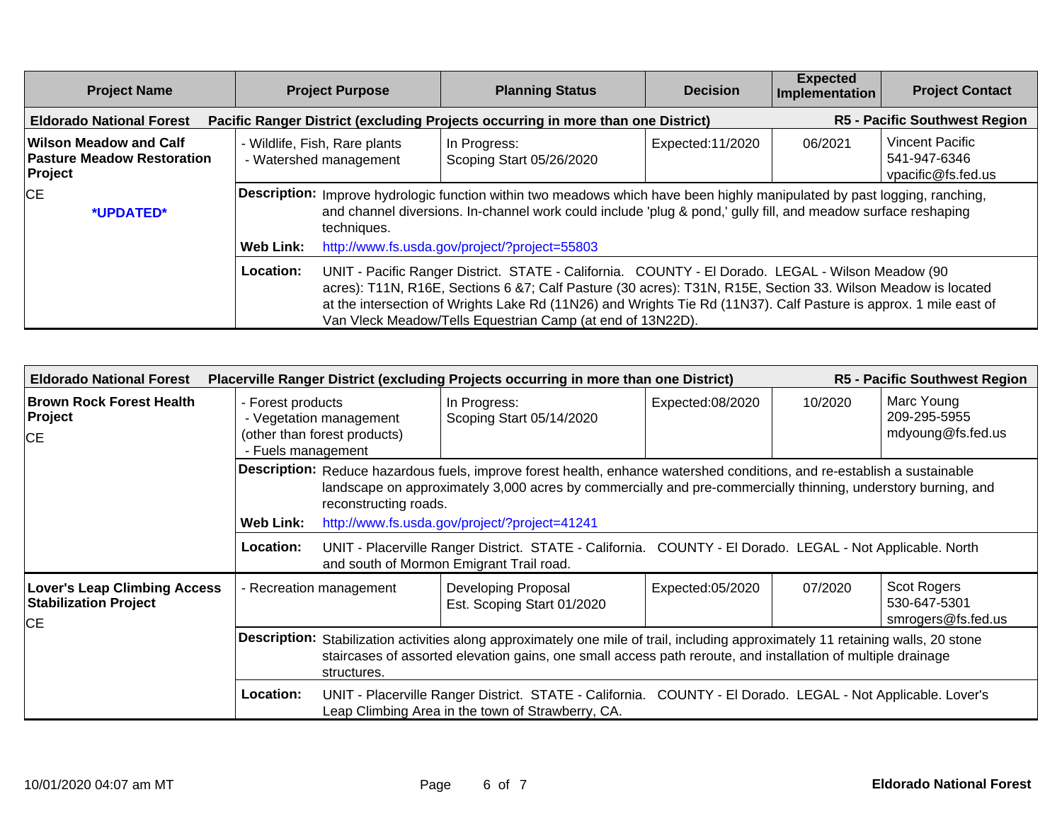| Project Name | Project Purpose | Planning Status | Decision | Expected Implementation | Project Contact |
|---|---|---|---|---|---|
| **Eldorado National Forest** | **Pacific Ranger District (excluding Projects occurring in more than one District)** | | | | **R5 - Pacific Southwest Region** |
| **Wilson Meadow and Calf Pasture Meadow Restoration Project**<br>CE<br>***UPDATED*** | - Wildlife, Fish, Rare plants<br>- Watershed management | In Progress:<br>Scoping Start 05/26/2020 | Expected:11/2020 | 06/2021 | Vincent Pacific<br>541-947-6346<br>vpacific@fs.fed.us |
| | **Description:** Improve hydrologic function within two meadows which have been highly manipulated by past logging, ranching, and channel diversions. In-channel work could include 'plug & pond,' gully fill, and meadow surface reshaping techniques.<br>**Web Link:** http://www.fs.usda.gov/project/?project=55803 | | | | |
| | **Location:** UNIT - Pacific Ranger District. STATE - California. COUNTY - El Dorado. LEGAL - Wilson Meadow (90 acres): T11N, R16E, Sections 6 &7; Calf Pasture (30 acres): T31N, R15E, Section 33. Wilson Meadow is located at the intersection of Wrights Lake Rd (11N26) and Wrights Tie Rd (11N37). Calf Pasture is approx. 1 mile east of Van Vleck Meadow/Tells Equestrian Camp (at end of 13N22D). | | | | |

| Project Name | Project Purpose | Planning Status | Decision | Expected Implementation | Project Contact |
|---|---|---|---|---|---|
| **Eldorado National Forest** | **Placerville Ranger District (excluding Projects occurring in more than one District)** | | | | **R5 - Pacific Southwest Region** |
| **Brown Rock Forest Health Project**<br>CE | - Forest products<br>- Vegetation management (other than forest products)<br>- Fuels management | In Progress:<br>Scoping Start 05/14/2020 | Expected:08/2020 | 10/2020 | Marc Young<br>209-295-5955<br>mdyoung@fs.fed.us |
| | **Description:** Reduce hazardous fuels, improve forest health, enhance watershed conditions, and re-establish a sustainable landscape on approximately 3,000 acres by commercially and pre-commercially thinning, understory burning, and reconstructing roads.<br>**Web Link:** http://www.fs.usda.gov/project/?project=41241 | | | | |
| | **Location:** UNIT - Placerville Ranger District. STATE - California. COUNTY - El Dorado. LEGAL - Not Applicable. North and south of Mormon Emigrant Trail road. | | | | |
| **Lover's Leap Climbing Access Stabilization Project**<br>CE | - Recreation management | Developing Proposal<br>Est. Scoping Start 01/2020 | Expected:05/2020 | 07/2020 | Scot Rogers<br>530-647-5301<br>smrogers@fs.fed.us |
| | **Description:** Stabilization activities along approximately one mile of trail, including approximately 11 retaining walls, 20 stone staircases of assorted elevation gains, one small access path reroute, and installation of multiple drainage structures. | | | | |
| | **Location:** UNIT - Placerville Ranger District. STATE - California. COUNTY - El Dorado. LEGAL - Not Applicable. Lover's Leap Climbing Area in the town of Strawberry, CA. | | | | |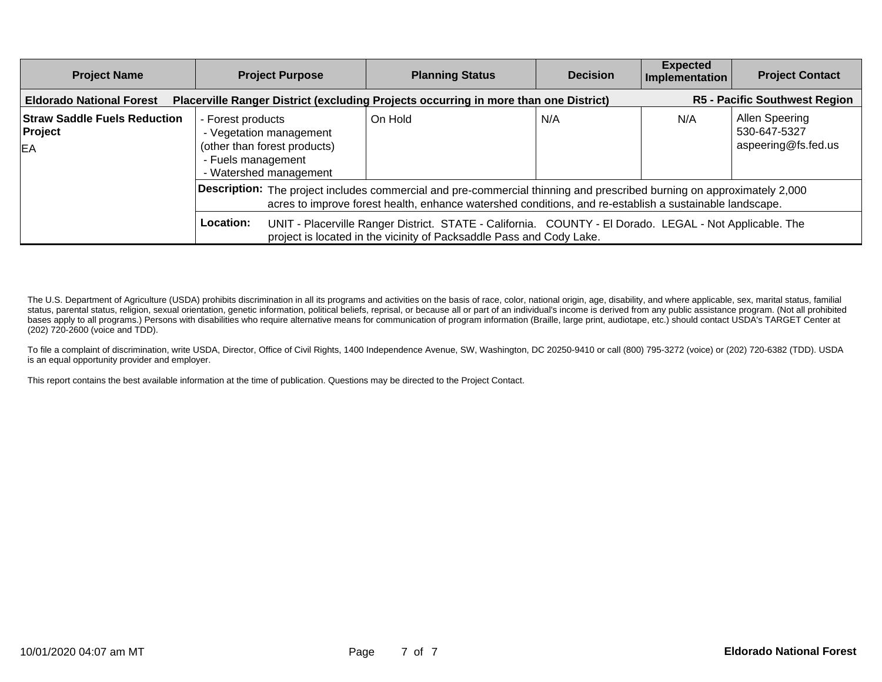| Project Name | Project Purpose | Planning Status | Decision | Expected Implementation | Project Contact |
|---|---|---|---|---|---|
| **Eldorado National Forest** | **Placerville Ranger District (excluding Projects occurring in more than one District)** | | | | **R5 - Pacific Southwest Region** |
| **Straw Saddle Fuels Reduction Project**<br>EA | - Forest products<br>- Vegetation management (other than forest products)<br>- Fuels management<br>- Watershed management | On Hold | N/A | N/A | Allen Speering<br>530-647-5327<br>aspeering@fs.fed.us |
| | **Description:** The project includes commercial and pre-commercial thinning and prescribed burning on approximately 2,000 acres to improve forest health, enhance watershed conditions, and re-establish a sustainable landscape. | | | | |
| | **Location:** UNIT - Placerville Ranger District. STATE - California. COUNTY - El Dorado. LEGAL - Not Applicable. The project is located in the vicinity of Packsaddle Pass and Cody Lake. | | | | |

The U.S. Department of Agriculture (USDA) prohibits discrimination in all its programs and activities on the basis of race, color, national origin, age, disability, and where applicable, sex, marital status, familial status, parental status, religion, sexual orientation, genetic information, political beliefs, reprisal, or because all or part of an individual's income is derived from any public assistance program. (Not all prohibited bases apply to all programs.) Persons with disabilities who require alternative means for communication of program information (Braille, large print, audiotape, etc.) should contact USDA's TARGET Center at (202) 720-2600 (voice and TDD).

To file a complaint of discrimination, write USDA, Director, Office of Civil Rights, 1400 Independence Avenue, SW, Washington, DC 20250-9410 or call (800) 795-3272 (voice) or (202) 720-6382 (TDD). USDA is an equal opportunity provider and employer.

This report contains the best available information at the time of publication. Questions may be directed to the Project Contact.